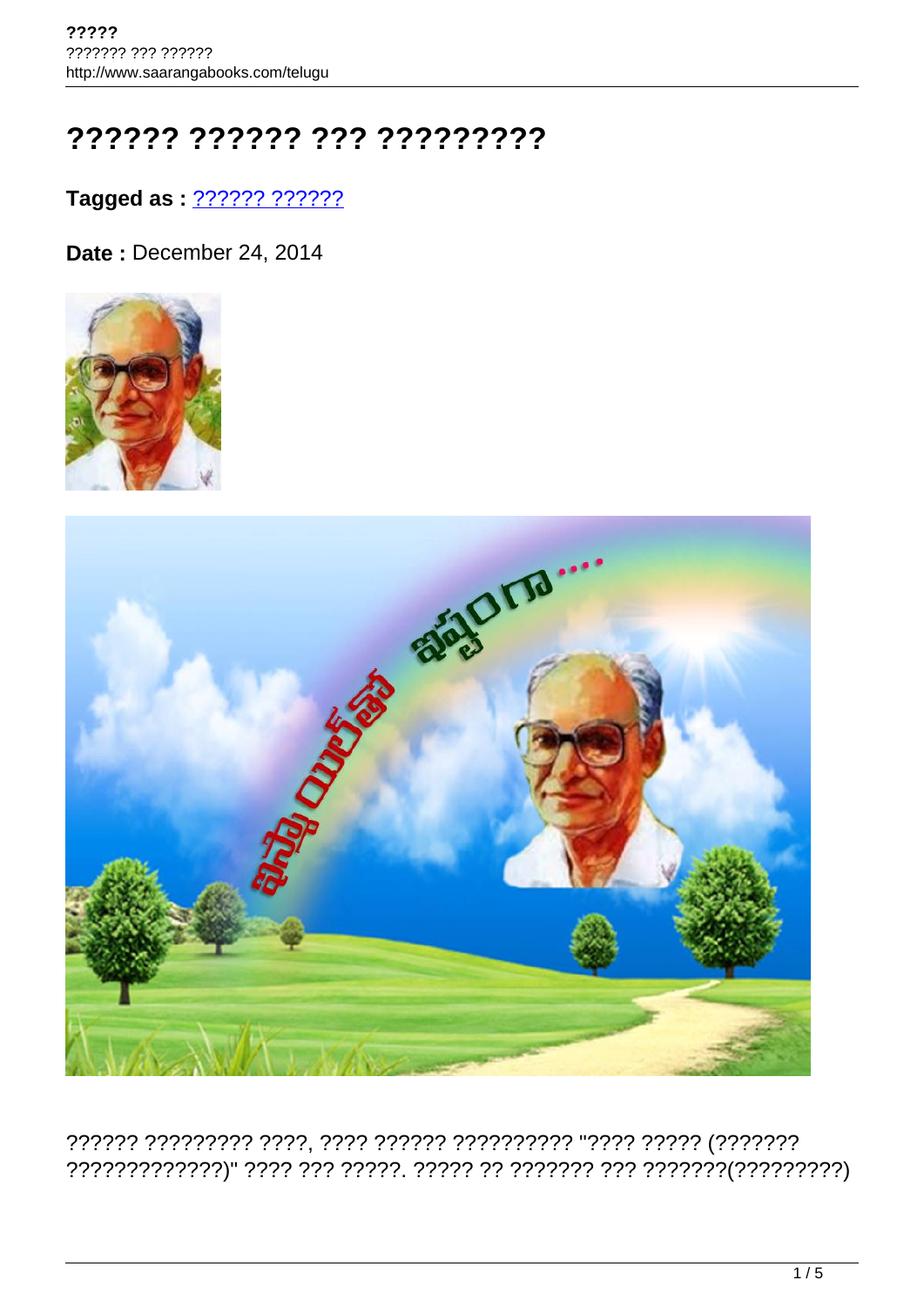# ?????? ?????? ??? ?????????

**Tagged as :** ?????? ??????

**Date :** December 24, 2014

?????? ????????? ????, ???? ?????? ?????????? "???? ????? (??????? ?????????????)" ???? ??? ??????. ????? ?? ??????? ??? ???????(?????????)